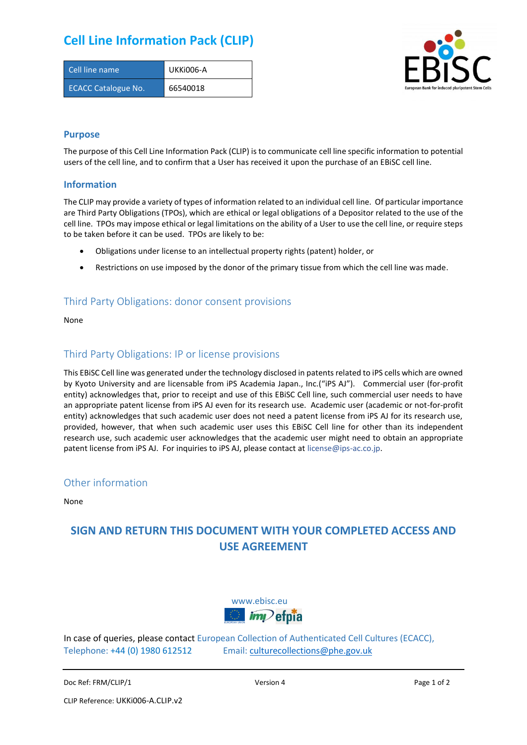# Cell Line Information Pack (CLIP)

| Cell line name | UKKi006-A |
|---|---|
| ECACC Catalogue No. | 66540018 |

## Purpose

The purpose of this Cell Line Information Pack (CLIP) is to communicate cell line specific information to potential users of the cell line, and to confirm that a User has received it upon the purchase of an EBiSC cell line.

## Information

The CLIP may provide a variety of types of information related to an individual cell line. Of particular importance are Third Party Obligations (TPOs), which are ethical or legal obligations of a Depositor related to the use of the cell line. TPOs may impose ethical or legal limitations on the ability of a User to use the cell line, or require steps to be taken before it can be used. TPOs are likely to be:

- Obligations under license to an intellectual property rights (patent) holder, or
- Restrictions on use imposed by the donor of the primary tissue from which the cell line was made.

## Third Party Obligations: donor consent provisions

None

## Third Party Obligations: IP or license provisions

This EBiSC Cell line was generated under the technology disclosed in patents related to iPS cells which are owned by Kyoto University and are licensable from iPS Academia Japan., Inc.("iPS AJ"). Commercial user (for-profit entity) acknowledges that, prior to receipt and use of this EBiSC Cell line, such commercial user needs to have an appropriate patent license from iPS AJ even for its research use. Academic user (academic or not-for-profit entity) acknowledges that such academic user does not need a patent license from iPS AJ for its research use, provided, however, that when such academic user uses this EBiSC Cell line for other than its independent research use, such academic user acknowledges that the academic user might need to obtain an appropriate patent license from iPS AJ. For inquiries to iPS AJ, please contact at license@ips-ac.co.jp.

## Other information

None

**SIGN AND RETURN THIS DOCUMENT WITH YOUR COMPLETED ACCESS AND USE AGREEMENT**

www.ebisc.eu

In case of queries, please contact European Collection of Authenticated Cell Cultures (ECACC), Telephone: +44 (0) 1980 612512 Email: culturecollections@phe.gov.uk

Doc Ref: FRM/CLIP/1 Version 4

CLIP Reference: UKKi006-A.CLIP.v2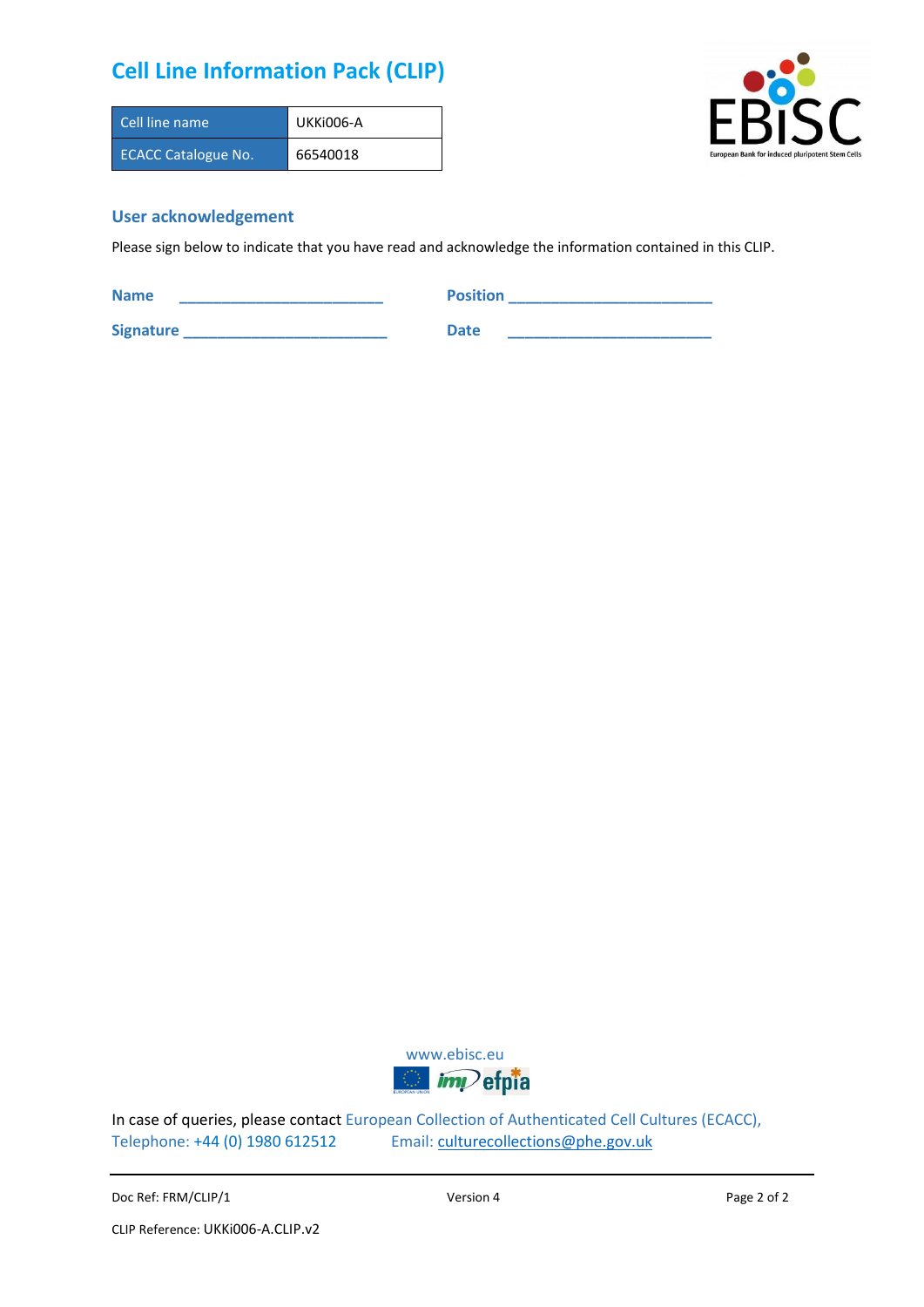# Cell Line Information Pack (CLIP)

| | |
|---|---|
| Cell line name | UKKi006-A |
| ECACC Catalogue No. | 66540018 |

## User acknowledgement

Please sign below to indicate that you have read and acknowledge the information contained in this CLIP.

**Name** _________________________ **Position** _________________________

**Signature** _________________________ **Date** _________________________

www.ebisc.eu

In case of queries, please contact European Collection of Authenticated Cell Cultures (ECACC), Telephone: +44 (0) 1980 612512 Email: culturecollections@phe.gov.uk

Doc Ref: FRM/CLIP/1 Version 4

CLIP Reference: UKKi006-A.CLIP.v2